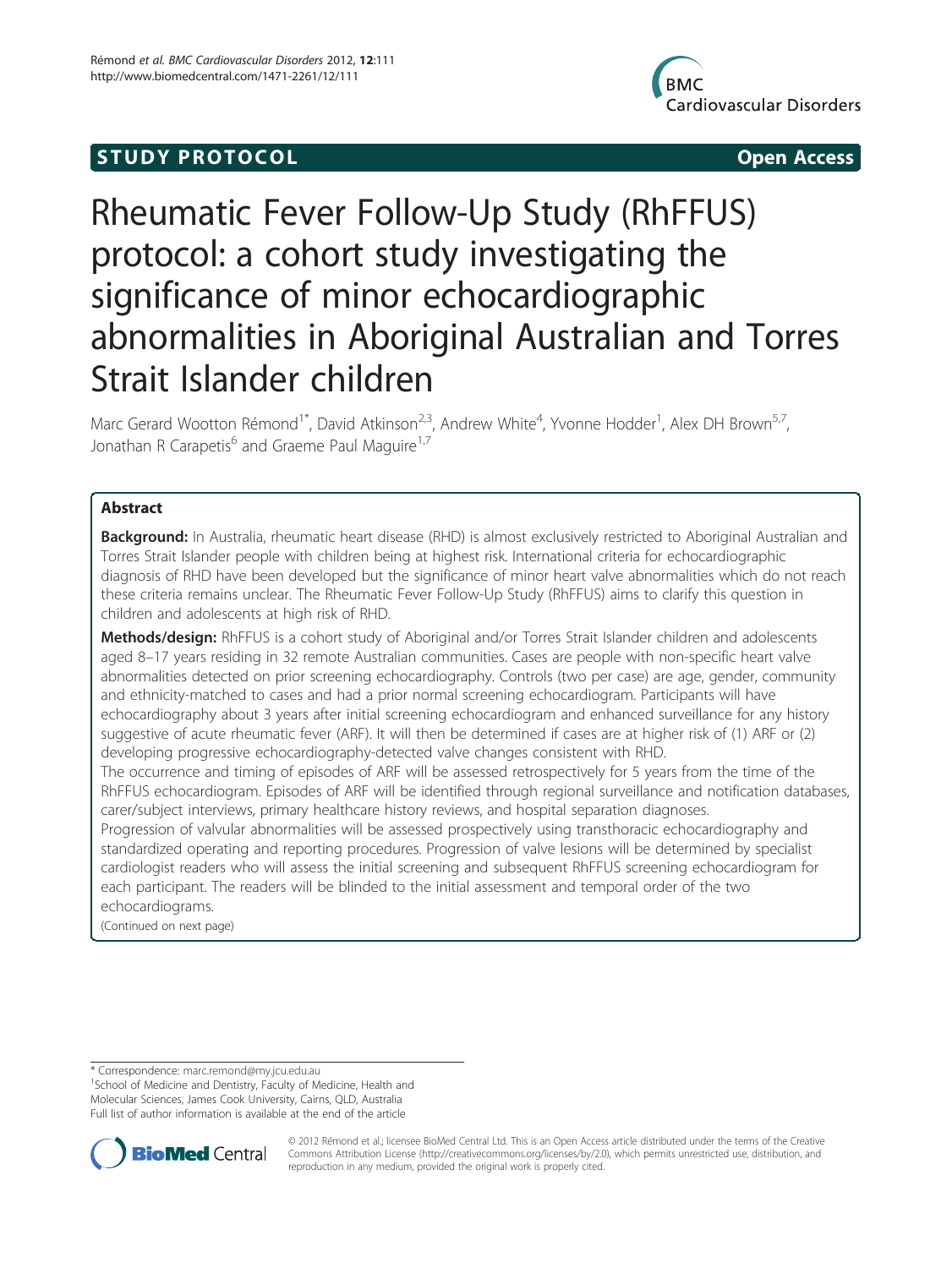STUDY PROTOCOL Open Access

# Rheumatic Fever Follow-Up Study (RhFFUS) protocol: a cohort study investigating the significance of minor echocardiographic abnormalities in Aboriginal Australian and Torres Strait Islander children

Marc Gerard Wootton Rémond[1*], David Atkinson[2,3], Andrew White[4], Yvonne Hodder[1], Alex DH Brown[5,7], Jonathan R Carapetis[6] and Graeme Paul Maguire[1,7]

## Abstract

**Background:** In Australia, rheumatic heart disease (RHD) is almost exclusively restricted to Aboriginal Australian and Torres Strait Islander people with children being at highest risk. International criteria for echocardiographic diagnosis of RHD have been developed but the significance of minor heart valve abnormalities which do not reach these criteria remains unclear. The Rheumatic Fever Follow-Up Study (RhFFUS) aims to clarify this question in children and adolescents at high risk of RHD.

**Methods/design:** RhFFUS is a cohort study of Aboriginal and/or Torres Strait Islander children and adolescents aged 8–17 years residing in 32 remote Australian communities. Cases are people with non-specific heart valve abnormalities detected on prior screening echocardiography. Controls (two per case) are age, gender, community and ethnicity-matched to cases and had a prior normal screening echocardiogram. Participants will have echocardiography about 3 years after initial screening echocardiogram and enhanced surveillance for any history suggestive of acute rheumatic fever (ARF). It will then be determined if cases are at higher risk of (1) ARF or (2) developing progressive echocardiography-detected valve changes consistent with RHD.

The occurrence and timing of episodes of ARF will be assessed retrospectively for 5 years from the time of the RhFFUS echocardiogram. Episodes of ARF will be identified through regional surveillance and notification databases, carer/subject interviews, primary healthcare history reviews, and hospital separation diagnoses.

Progression of valvular abnormalities will be assessed prospectively using transthoracic echocardiography and standardized operating and reporting procedures. Progression of valve lesions will be determined by specialist cardiologist readers who will assess the initial screening and subsequent RhFFUS screening echocardiogram for each participant. The readers will be blinded to the initial assessment and temporal order of the two echocardiograms.

(Continued on next page)

\* Correspondence: marc.remond@my.jcu.edu.au
[1]School of Medicine and Dentistry, Faculty of Medicine, Health and Molecular Sciences, James Cook University, Cairns, QLD, Australia
Full list of author information is available at the end of the article

© 2012 Rémond et al.; licensee BioMed Central Ltd. This is an Open Access article distributed under the terms of the Creative Commons Attribution License (http://creativecommons.org/licenses/by/2.0), which permits unrestricted use, distribution, and reproduction in any medium, provided the original work is properly cited.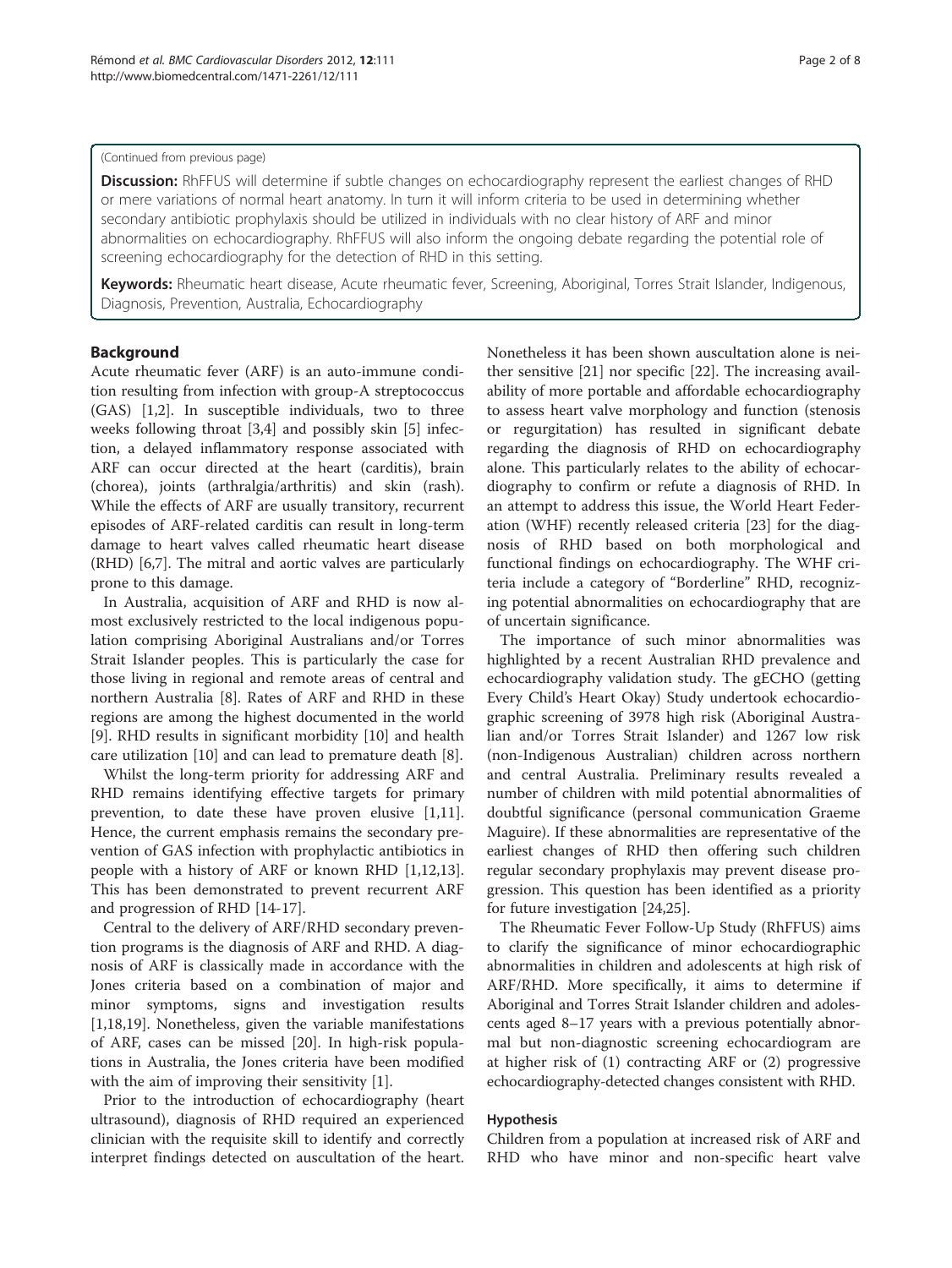(Continued from previous page)

**Discussion:** RhFFUS will determine if subtle changes on echocardiography represent the earliest changes of RHD or mere variations of normal heart anatomy. In turn it will inform criteria to be used in determining whether secondary antibiotic prophylaxis should be utilized in individuals with no clear history of ARF and minor abnormalities on echocardiography. RhFFUS will also inform the ongoing debate regarding the potential role of screening echocardiography for the detection of RHD in this setting.

**Keywords:** Rheumatic heart disease, Acute rheumatic fever, Screening, Aboriginal, Torres Strait Islander, Indigenous, Diagnosis, Prevention, Australia, Echocardiography

## Background

Acute rheumatic fever (ARF) is an auto-immune condition resulting from infection with group-A streptococcus (GAS) [1,2]. In susceptible individuals, two to three weeks following throat [3,4] and possibly skin [5] infection, a delayed inflammatory response associated with ARF can occur directed at the heart (carditis), brain (chorea), joints (arthralgia/arthritis) and skin (rash). While the effects of ARF are usually transitory, recurrent episodes of ARF-related carditis can result in long-term damage to heart valves called rheumatic heart disease (RHD) [6,7]. The mitral and aortic valves are particularly prone to this damage.

In Australia, acquisition of ARF and RHD is now almost exclusively restricted to the local indigenous population comprising Aboriginal Australians and/or Torres Strait Islander peoples. This is particularly the case for those living in regional and remote areas of central and northern Australia [8]. Rates of ARF and RHD in these regions are among the highest documented in the world [9]. RHD results in significant morbidity [10] and health care utilization [10] and can lead to premature death [8].

Whilst the long-term priority for addressing ARF and RHD remains identifying effective targets for primary prevention, to date these have proven elusive [1,11]. Hence, the current emphasis remains the secondary prevention of GAS infection with prophylactic antibiotics in people with a history of ARF or known RHD [1,12,13]. This has been demonstrated to prevent recurrent ARF and progression of RHD [14-17].

Central to the delivery of ARF/RHD secondary prevention programs is the diagnosis of ARF and RHD. A diagnosis of ARF is classically made in accordance with the Jones criteria based on a combination of major and minor symptoms, signs and investigation results [1,18,19]. Nonetheless, given the variable manifestations of ARF, cases can be missed [20]. In high-risk populations in Australia, the Jones criteria have been modified with the aim of improving their sensitivity [1].

Prior to the introduction of echocardiography (heart ultrasound), diagnosis of RHD required an experienced clinician with the requisite skill to identify and correctly interpret findings detected on auscultation of the heart. Nonetheless it has been shown auscultation alone is neither sensitive [21] nor specific [22]. The increasing availability of more portable and affordable echocardiography to assess heart valve morphology and function (stenosis or regurgitation) has resulted in significant debate regarding the diagnosis of RHD on echocardiography alone. This particularly relates to the ability of echocardiography to confirm or refute a diagnosis of RHD. In an attempt to address this issue, the World Heart Federation (WHF) recently released criteria [23] for the diagnosis of RHD based on both morphological and functional findings on echocardiography. The WHF criteria include a category of "Borderline" RHD, recognizing potential abnormalities on echocardiography that are of uncertain significance.

The importance of such minor abnormalities was highlighted by a recent Australian RHD prevalence and echocardiography validation study. The gECHO (getting Every Child's Heart Okay) Study undertook echocardiographic screening of 3978 high risk (Aboriginal Australian and/or Torres Strait Islander) and 1267 low risk (non-Indigenous Australian) children across northern and central Australia. Preliminary results revealed a number of children with mild potential abnormalities of doubtful significance (personal communication Graeme Maguire). If these abnormalities are representative of the earliest changes of RHD then offering such children regular secondary prophylaxis may prevent disease progression. This question has been identified as a priority for future investigation [24,25].

The Rheumatic Fever Follow-Up Study (RhFFUS) aims to clarify the significance of minor echocardiographic abnormalities in children and adolescents at high risk of ARF/RHD. More specifically, it aims to determine if Aboriginal and Torres Strait Islander children and adolescents aged 8–17 years with a previous potentially abnormal but non-diagnostic screening echocardiogram are at higher risk of (1) contracting ARF or (2) progressive echocardiography-detected changes consistent with RHD.

## Hypothesis

Children from a population at increased risk of ARF and RHD who have minor and non-specific heart valve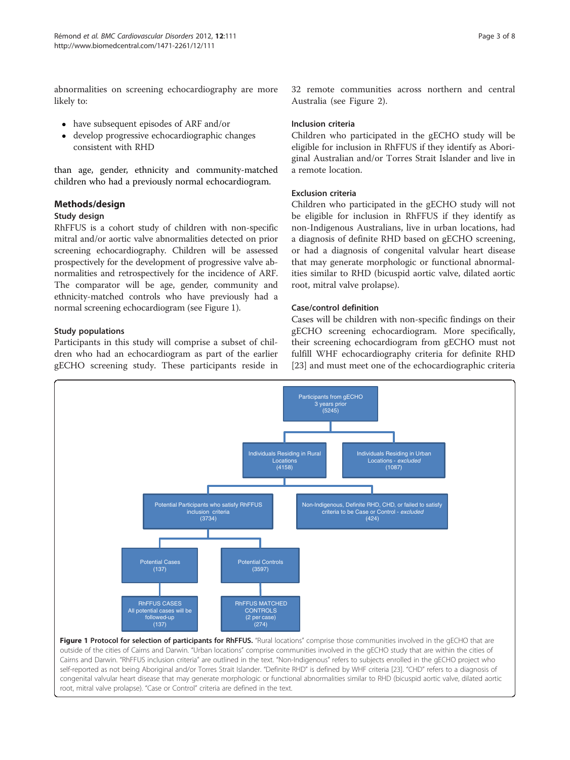abnormalities on screening echocardiography are more likely to:

- have subsequent episodes of ARF and/or
- develop progressive echocardiographic changes consistent with RHD

than age, gender, ethnicity and community-matched children who had a previously normal echocardiogram.

## Methods/design

### Study design

RhFFUS is a cohort study of children with non-specific mitral and/or aortic valve abnormalities detected on prior screening echocardiography. Children will be assessed prospectively for the development of progressive valve abnormalities and retrospectively for the incidence of ARF. The comparator will be age, gender, community and ethnicity-matched controls who have previously had a normal screening echocardiogram (see Figure 1).

### Study populations

Participants in this study will comprise a subset of children who had an echocardiogram as part of the earlier gECHO screening study. These participants reside in 32 remote communities across northern and central Australia (see Figure 2).

### Inclusion criteria

Children who participated in the gECHO study will be eligible for inclusion in RhFFUS if they identify as Aboriginal Australian and/or Torres Strait Islander and live in a remote location.

### Exclusion criteria

Children who participated in the gECHO study will not be eligible for inclusion in RhFFUS if they identify as non-Indigenous Australians, live in urban locations, had a diagnosis of definite RHD based on gECHO screening, or had a diagnosis of congenital valvular heart disease that may generate morphologic or functional abnormalities similar to RHD (bicuspid aortic valve, dilated aortic root, mitral valve prolapse).

### Case/control definition

Cases will be children with non-specific findings on their gECHO screening echocardiogram. More specifically, their screening echocardiogram from gECHO must not fulfill WHF echocardiography criteria for definite RHD [23] and must meet one of the echocardiographic criteria

Participants from gECHO 3 years prior (5245)

- Individuals Residing in Rural Locations (4158)
  - Potential Participants who satisfy RhFFUS inclusion criteria (3734)
    - Potential Cases (137) → RhFFUS CASES All potential cases will be followed-up (137)
    - Potential Controls (3597) → RhFFUS MATCHED CONTROLS (2 per case) (274)
  - Non-Indigenous, Definite RHD, CHD, or failed to satisfy criteria to be Case or Control - *excluded* (424)
- Individuals Residing in Urban Locations - *excluded* (1087)

**Figure 1 Protocol for selection of participants for RhFFUS.** "Rural locations" comprise those communities involved in the gECHO that are outside of the cities of Cairns and Darwin. "Urban locations" comprise communities involved in the gECHO study that are within the cities of Cairns and Darwin. "RhFFUS inclusion criteria" are outlined in the text. "Non-Indigenous" refers to subjects enrolled in the gECHO project who self-reported as not being Aboriginal and/or Torres Strait Islander. "Definite RHD" is defined by WHF criteria [23]. "CHD" refers to a diagnosis of congenital valvular heart disease that may generate morphologic or functional abnormalities similar to RHD (bicuspid aortic valve, dilated aortic root, mitral valve prolapse). "Case or Control" criteria are defined in the text.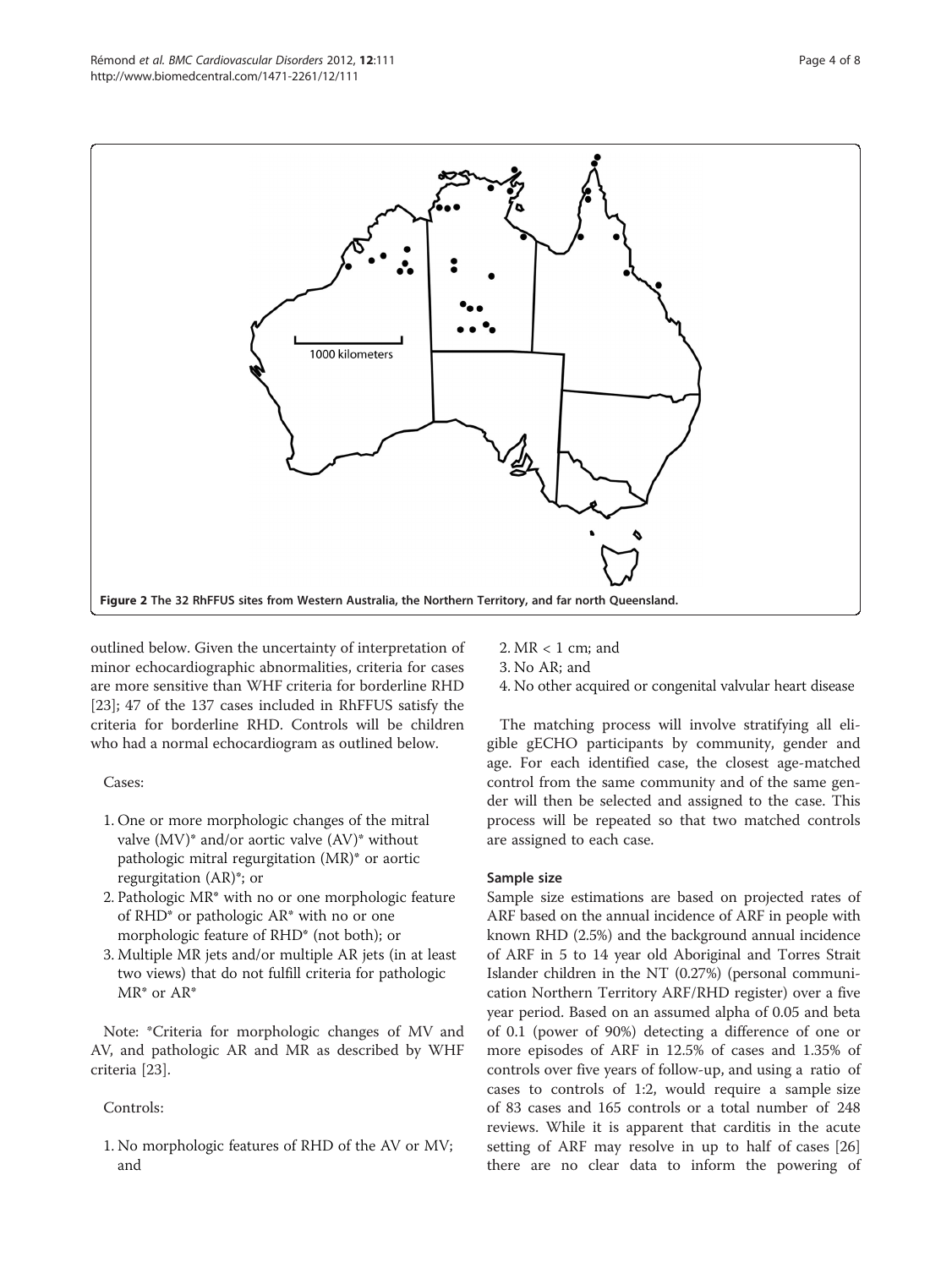Figure 2 The 32 RhFFUS sites from Western Australia, the Northern Territory, and far north Queensland.

outlined below. Given the uncertainty of interpretation of minor echocardiographic abnormalities, criteria for cases are more sensitive than WHF criteria for borderline RHD [23]; 47 of the 137 cases included in RhFFUS satisfy the criteria for borderline RHD. Controls will be children who had a normal echocardiogram as outlined below.

Cases:

1. One or more morphologic changes of the mitral valve (MV)* and/or aortic valve (AV)* without pathologic mitral regurgitation (MR)* or aortic regurgitation (AR)*; or
2. Pathologic MR* with no or one morphologic feature of RHD* or pathologic AR* with no or one morphologic feature of RHD* (not both); or
3. Multiple MR jets and/or multiple AR jets (in at least two views) that do not fulfill criteria for pathologic MR* or AR*

Note: *Criteria for morphologic changes of MV and AV, and pathologic AR and MR as described by WHF criteria [23].

Controls:

1. No morphologic features of RHD of the AV or MV; and
2. MR < 1 cm; and
3. No AR; and
4. No other acquired or congenital valvular heart disease

The matching process will involve stratifying all eligible gECHO participants by community, gender and age. For each identified case, the closest age-matched control from the same community and of the same gender will then be selected and assigned to the case. This process will be repeated so that two matched controls are assigned to each case.

### Sample size

Sample size estimations are based on projected rates of ARF based on the annual incidence of ARF in people with known RHD (2.5%) and the background annual incidence of ARF in 5 to 14 year old Aboriginal and Torres Strait Islander children in the NT (0.27%) (personal communication Northern Territory ARF/RHD register) over a five year period. Based on an assumed alpha of 0.05 and beta of 0.1 (power of 90%) detecting a difference of one or more episodes of ARF in 12.5% of cases and 1.35% of controls over five years of follow-up, and using a ratio of cases to controls of 1:2, would require a sample size of 83 cases and 165 controls or a total number of 248 reviews. While it is apparent that carditis in the acute setting of ARF may resolve in up to half of cases [26] there are no clear data to inform the powering of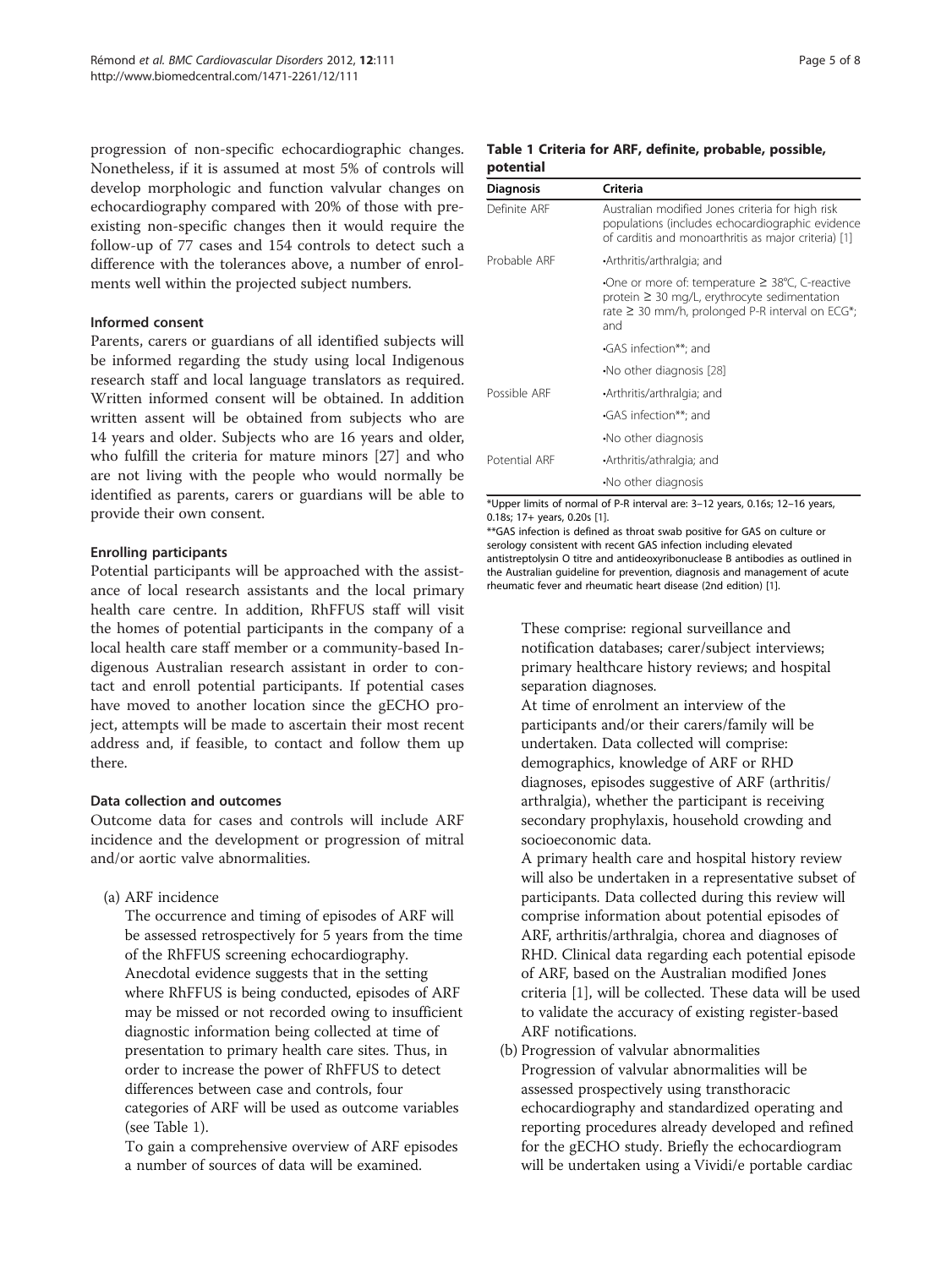progression of non-specific echocardiographic changes. Nonetheless, if it is assumed at most 5% of controls will develop morphologic and function valvular changes on echocardiography compared with 20% of those with pre-existing non-specific changes then it would require the follow-up of 77 cases and 154 controls to detect such a difference with the tolerances above, a number of enrolments well within the projected subject numbers.

### Informed consent

Parents, carers or guardians of all identified subjects will be informed regarding the study using local Indigenous research staff and local language translators as required. Written informed consent will be obtained. In addition written assent will be obtained from subjects who are 14 years and older. Subjects who are 16 years and older, who fulfill the criteria for mature minors [27] and who are not living with the people who would normally be identified as parents, carers or guardians will be able to provide their own consent.

### Enrolling participants

Potential participants will be approached with the assistance of local research assistants and the local primary health care centre. In addition, RhFFUS staff will visit the homes of potential participants in the company of a local health care staff member or a community-based Indigenous Australian research assistant in order to contact and enroll potential participants. If potential cases have moved to another location since the gECHO project, attempts will be made to ascertain their most recent address and, if feasible, to contact and follow them up there.

### Data collection and outcomes

Outcome data for cases and controls will include ARF incidence and the development or progression of mitral and/or aortic valve abnormalities.

(a) ARF incidence

The occurrence and timing of episodes of ARF will be assessed retrospectively for 5 years from the time of the RhFFUS screening echocardiography. Anecdotal evidence suggests that in the setting where RhFFUS is being conducted, episodes of ARF may be missed or not recorded owing to insufficient diagnostic information being collected at time of presentation to primary health care sites. Thus, in order to increase the power of RhFFUS to detect differences between case and controls, four categories of ARF will be used as outcome variables (see Table 1).

To gain a comprehensive overview of ARF episodes a number of sources of data will be examined.

**Table 1 Criteria for ARF, definite, probable, possible, potential**

| Diagnosis | Criteria |
|---|---|
| Definite ARF | Australian modified Jones criteria for high risk populations (includes echocardiographic evidence of carditis and monoarthritis as major criteria) [1] |
| Probable ARF | •Arthritis/arthralgia; and |
| | •One or more of: temperature ≥ 38°C, C-reactive protein ≥ 30 mg/L, erythrocyte sedimentation rate ≥ 30 mm/h, prolonged P-R interval on ECG*; and |
| | •GAS infection**; and |
| | •No other diagnosis [28] |
| Possible ARF | •Arthritis/arthralgia; and |
| | •GAS infection**; and |
| | •No other diagnosis |
| Potential ARF | •Arthritis/athralgia; and |
| | •No other diagnosis |

*Upper limits of normal of P-R interval are: 3–12 years, 0.16s; 12–16 years, 0.18s; 17+ years, 0.20s [1].

**GAS infection is defined as throat swab positive for GAS on culture or serology consistent with recent GAS infection including elevated antistreptolysin O titre and antideoxyribonuclease B antibodies as outlined in the Australian guideline for prevention, diagnosis and management of acute rheumatic fever and rheumatic heart disease (2nd edition) [1].

These comprise: regional surveillance and notification databases; carer/subject interviews; primary healthcare history reviews; and hospital separation diagnoses.

At time of enrolment an interview of the participants and/or their carers/family will be undertaken. Data collected will comprise: demographics, knowledge of ARF or RHD diagnoses, episodes suggestive of ARF (arthritis/arthralgia), whether the participant is receiving secondary prophylaxis, household crowding and socioeconomic data.

A primary health care and hospital history review will also be undertaken in a representative subset of participants. Data collected during this review will comprise information about potential episodes of ARF, arthritis/arthralgia, chorea and diagnoses of RHD. Clinical data regarding each potential episode of ARF, based on the Australian modified Jones criteria [1], will be collected. These data will be used to validate the accuracy of existing register-based ARF notifications.

(b) Progression of valvular abnormalities

Progression of valvular abnormalities will be assessed prospectively using transthoracic echocardiography and standardized operating and reporting procedures already developed and refined for the gECHO study. Briefly the echocardiogram will be undertaken using a Vividi/e portable cardiac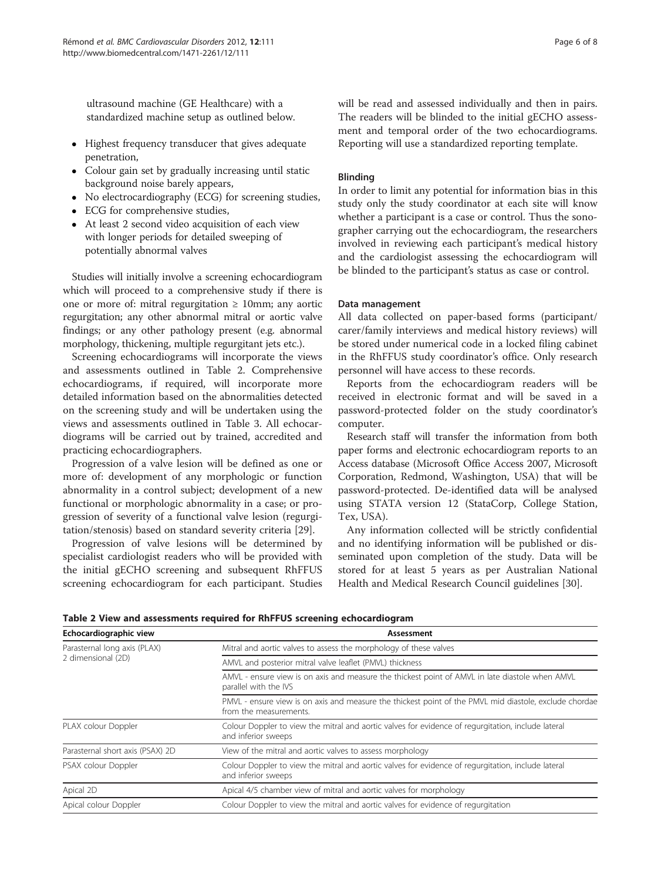ultrasound machine (GE Healthcare) with a standardized machine setup as outlined below.

- Highest frequency transducer that gives adequate penetration,
- Colour gain set by gradually increasing until static background noise barely appears,
- No electrocardiography (ECG) for screening studies,
- ECG for comprehensive studies,
- At least 2 second video acquisition of each view with longer periods for detailed sweeping of potentially abnormal valves

Studies will initially involve a screening echocardiogram which will proceed to a comprehensive study if there is one or more of: mitral regurgitation ≥ 10mm; any aortic regurgitation; any other abnormal mitral or aortic valve findings; or any other pathology present (e.g. abnormal morphology, thickening, multiple regurgitant jets etc.).

Screening echocardiograms will incorporate the views and assessments outlined in Table 2. Comprehensive echocardiograms, if required, will incorporate more detailed information based on the abnormalities detected on the screening study and will be undertaken using the views and assessments outlined in Table 3. All echocardiograms will be carried out by trained, accredited and practicing echocardiographers.

Progression of a valve lesion will be defined as one or more of: development of any morphologic or function abnormality in a control subject; development of a new functional or morphologic abnormality in a case; or progression of severity of a functional valve lesion (regurgitation/stenosis) based on standard severity criteria [29].

Progression of valve lesions will be determined by specialist cardiologist readers who will be provided with the initial gECHO screening and subsequent RhFFUS screening echocardiogram for each participant. Studies will be read and assessed individually and then in pairs. The readers will be blinded to the initial gECHO assessment and temporal order of the two echocardiograms. Reporting will use a standardized reporting template.

### Blinding

In order to limit any potential for information bias in this study only the study coordinator at each site will know whether a participant is a case or control. Thus the sonographer carrying out the echocardiogram, the researchers involved in reviewing each participant's medical history and the cardiologist assessing the echocardiogram will be blinded to the participant's status as case or control.

### Data management

All data collected on paper-based forms (participant/carer/family interviews and medical history reviews) will be stored under numerical code in a locked filing cabinet in the RhFFUS study coordinator's office. Only research personnel will have access to these records.

Reports from the echocardiogram readers will be received in electronic format and will be saved in a password-protected folder on the study coordinator's computer.

Research staff will transfer the information from both paper forms and electronic echocardiogram reports to an Access database (Microsoft Office Access 2007, Microsoft Corporation, Redmond, Washington, USA) that will be password-protected. De-identified data will be analysed using STATA version 12 (StataCorp, College Station, Tex, USA).

Any information collected will be strictly confidential and no identifying information will be published or disseminated upon completion of the study. Data will be stored for at least 5 years as per Australian National Health and Medical Research Council guidelines [30].

**Table 2 View and assessments required for RhFFUS screening echocardiogram**

| Echocardiographic view | Assessment |
|---|---|
| Parasternal long axis (PLAX) 2 dimensional (2D) | Mitral and aortic valves to assess the morphology of these valves |
| | AMVL and posterior mitral valve leaflet (PMVL) thickness |
| | AMVL - ensure view is on axis and measure the thickest point of AMVL in late diastole when AMVL parallel with the IVS |
| | PMVL - ensure view is on axis and measure the thickest point of the PMVL mid diastole, exclude chordae from the measurements. |
| PLAX colour Doppler | Colour Doppler to view the mitral and aortic valves for evidence of regurgitation, include lateral and inferior sweeps |
| Parasternal short axis (PSAX) 2D | View of the mitral and aortic valves to assess morphology |
| PSAX colour Doppler | Colour Doppler to view the mitral and aortic valves for evidence of regurgitation, include lateral and inferior sweeps |
| Apical 2D | Apical 4/5 chamber view of mitral and aortic valves for morphology |
| Apical colour Doppler | Colour Doppler to view the mitral and aortic valves for evidence of regurgitation |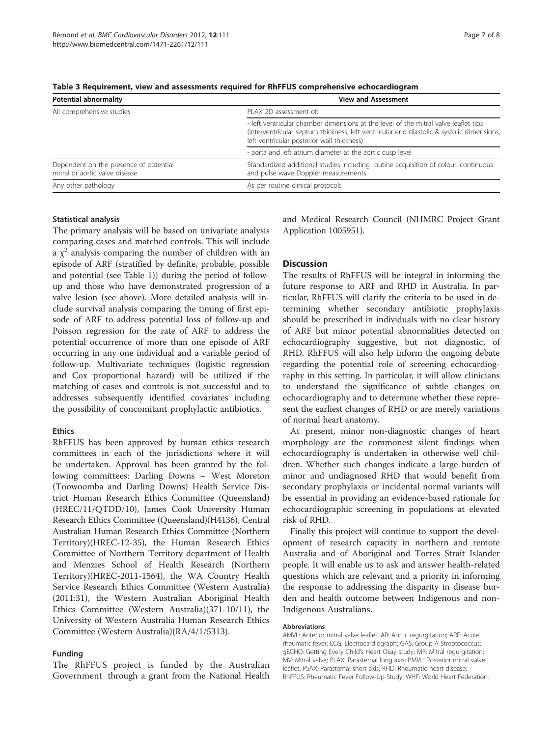**Table 3 Requirement, view and assessments required for RhFFUS comprehensive echocardiogram**

| Potential abnormality | View and Assessment |
| --- | --- |
| All comprehensive studies | PLAX 2D assessment of: |
| | - left ventricular chamber dimensions at the level of the mitral valve leaflet tips (interventricular septum thickness, left ventricular end-diastolic & systolic dimensions, left ventricular posterior wall thickness) |
| | - aorta and left atrium diameter at the aortic cusp level |
| Dependent on the presence of potential mitral or aortic valve disease | Standardized additional studies including routine acquisition of colour, continuous and pulse wave Doppler measurements |
| Any other pathology | As per routine clinical protocols |

### Statistical analysis

The primary analysis will be based on univariate analysis comparing cases and matched controls. This will include a $\chi^2$ analysis comparing the number of children with an episode of ARF (stratified by definite, probable, possible and potential (see Table 1)) during the period of follow-up and those who have demonstrated progression of a valve lesion (see above). More detailed analysis will include survival analysis comparing the timing of first episode of ARF to address potential loss of follow-up and Poisson regression for the rate of ARF to address the potential occurrence of more than one episode of ARF occurring in any one individual and a variable period of follow-up. Multivariate techniques (logistic regression and Cox proportional hazard) will be utilized if the matching of cases and controls is not successful and to addresses subsequently identified covariates including the possibility of concomitant prophylactic antibiotics.

### Ethics

RhFFUS has been approved by human ethics research committees in each of the jurisdictions where it will be undertaken. Approval has been granted by the following committees: Darling Downs – West Moreton (Toowoomba and Darling Downs) Health Service District Human Research Ethics Committee (Queensland) (HREC/11/QTDD/10), James Cook University Human Research Ethics Committee (Queensland)(H4136), Central Australian Human Research Ethics Committee (Northern Territory)(HREC-12-35), the Human Research Ethics Committee of Northern Territory department of Health and Menzies School of Health Research (Northern Territory)(HREC-2011-1564), the WA Country Health Service Research Ethics Committee (Western Australia) (2011:31), the Western Australian Aboriginal Health Ethics Committee (Western Australia)(371-10/11), the University of Western Australia Human Research Ethics Committee (Western Australia)(RA/4/1/5313).

### Funding

The RhFFUS project is funded by the Australian Government through a grant from the National Health and Medical Research Council (NHMRC Project Grant Application 1005951).

## Discussion

The results of RhFFUS will be integral in informing the future response to ARF and RHD in Australia. In particular, RhFFUS will clarify the criteria to be used in determining whether secondary antibiotic prophylaxis should be prescribed in individuals with no clear history of ARF but minor potential abnormalities detected on echocardiography suggestive, but not diagnostic, of RHD. RhFFUS will also help inform the ongoing debate regarding the potential role of screening echocardiography in this setting. In particular, it will allow clinicians to understand the significance of subtle changes on echocardiography and to determine whether these represent the earliest changes of RHD or are merely variations of normal heart anatomy.

At present, minor non-diagnostic changes of heart morphology are the commonest silent findings when echocardiography is undertaken in otherwise well children. Whether such changes indicate a large burden of minor and undiagnosed RHD that would benefit from secondary prophylaxis or incidental normal variants will be essential in providing an evidence-based rationale for echocardiographic screening in populations at elevated risk of RHD.

Finally this project will continue to support the development of research capacity in northern and remote Australia and of Aboriginal and Torres Strait Islander people. It will enable us to ask and answer health-related questions which are relevant and a priority in informing the response to addressing the disparity in disease burden and health outcome between Indigenous and non-Indigenous Australians.

#### Abbreviations

AMVL: Anterior mitral valve leaflet; AR: Aortic regurgitation; ARF: Acute rheumatic fever; ECG: Electrocardiograph; GAS: Group A Streptococcus; gECHO: Getting Every Child's Heart Okay study; MR: Mitral regurgitation; MV: Mitral valve; PLAX: Parasternal long axis; PMVL: Posterior mitral valve leaflet; PSAX: Parasternal short axis; RHD: Rheumatic heart disease; RhFFUS: Rheumatic Fever Follow-Up Study; WHF: World Heart Federation.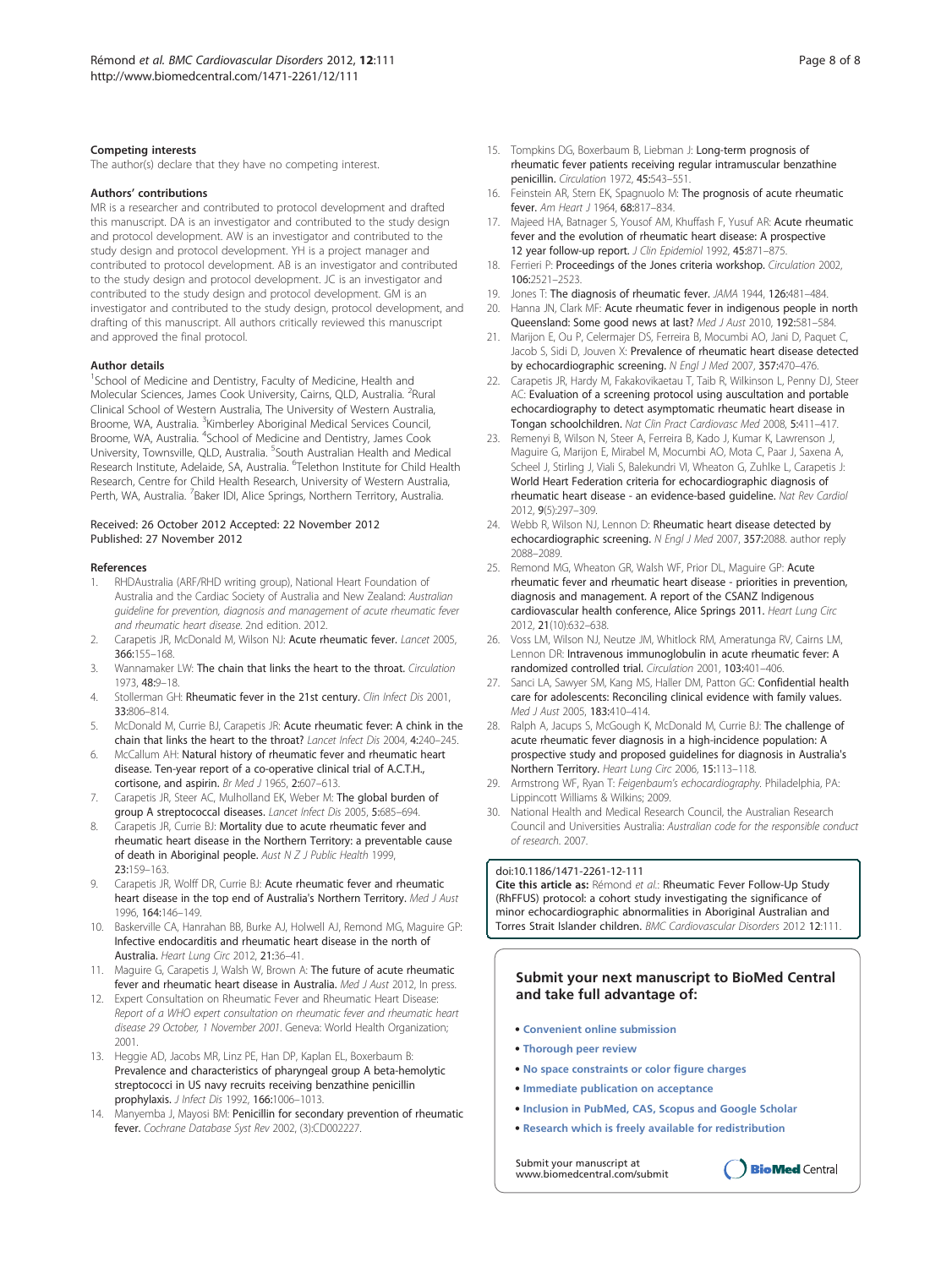### Competing interests

The author(s) declare that they have no competing interest.

### Authors' contributions

MR is a researcher and contributed to protocol development and drafted this manuscript. DA is an investigator and contributed to the study design and protocol development. AW is an investigator and contributed to the study design and protocol development. YH is a project manager and contributed to protocol development. AB is an investigator and contributed to the study design and protocol development. JC is an investigator and contributed to the study design and protocol development. GM is an investigator and contributed to the study design, protocol development, and drafting of this manuscript. All authors critically reviewed this manuscript and approved the final protocol.

### Author details

[1]School of Medicine and Dentistry, Faculty of Medicine, Health and Molecular Sciences, James Cook University, Cairns, QLD, Australia. [2]Rural Clinical School of Western Australia, The University of Western Australia, Broome, WA, Australia. [3]Kimberley Aboriginal Medical Services Council, Broome, WA, Australia. [4]School of Medicine and Dentistry, James Cook University, Townsville, QLD, Australia. [5]South Australian Health and Medical Research Institute, Adelaide, SA, Australia. [6]Telethon Institute for Child Health Research, Centre for Child Health Research, University of Western Australia, Perth, WA, Australia. [7]Baker IDI, Alice Springs, Northern Territory, Australia.

Received: 26 October 2012 Accepted: 22 November 2012
Published: 27 November 2012

### References

1. RHDAustralia (ARF/RHD writing group), National Heart Foundation of Australia and the Cardiac Society of Australia and New Zealand: *Australian guideline for prevention, diagnosis and management of acute rheumatic fever and rheumatic heart disease.* 2nd edition. 2012.
2. Carapetis JR, McDonald M, Wilson NJ: **Acute rheumatic fever.** *Lancet* 2005, **366:**155–168.
3. Wannamaker LW: **The chain that links the heart to the throat.** *Circulation* 1973, **48:**9–18.
4. Stollerman GH: **Rheumatic fever in the 21st century.** *Clin Infect Dis* 2001, **33:**806–814.
5. McDonald M, Currie BJ, Carapetis JR: **Acute rheumatic fever: A chink in the chain that links the heart to the throat?** *Lancet Infect Dis* 2004, **4:**240–245.
6. McCallum AH: **Natural history of rheumatic fever and rheumatic heart disease. Ten-year report of a co-operative clinical trial of A.C.T.H., cortisone, and aspirin.** *Br Med J* 1965, **2:**607–613.
7. Carapetis JR, Steer AC, Mulholland EK, Weber M: **The global burden of group A streptococcal diseases.** *Lancet Infect Dis* 2005, **5:**685–694.
8. Carapetis JR, Currie BJ: **Mortality due to acute rheumatic fever and rheumatic heart disease in the Northern Territory: a preventable cause of death in Aboriginal people.** *Aust N Z J Public Health* 1999, **23:**159–163.
9. Carapetis JR, Wolff DR, Currie BJ: **Acute rheumatic fever and rheumatic heart disease in the top end of Australia's Northern Territory.** *Med J Aust* 1996, **164:**146–149.
10. Baskerville CA, Hanrahan BB, Burke AJ, Holwell AJ, Remond MG, Maguire GP: **Infective endocarditis and rheumatic heart disease in the north of Australia.** *Heart Lung Circ* 2012, **21:**36–41.
11. Maguire G, Carapetis J, Walsh W, Brown A: **The future of acute rheumatic fever and rheumatic heart disease in Australia.** *Med J Aust* 2012, In press.
12. Expert Consultation on Rheumatic Fever and Rheumatic Heart Disease: *Report of a WHO expert consultation on rheumatic fever and rheumatic heart disease 29 October, 1 November 2001.* Geneva: World Health Organization; 2001.
13. Heggie AD, Jacobs MR, Linz PE, Han DP, Kaplan EL, Boxerbaum B: **Prevalence and characteristics of pharyngeal group A beta-hemolytic streptococci in US navy recruits receiving benzathine penicillin prophylaxis.** *J Infect Dis* 1992, **166:**1006–1013.
14. Manyemba J, Mayosi BM: **Penicillin for secondary prevention of rheumatic fever.** *Cochrane Database Syst Rev* 2002, (3):CD002227.
15. Tompkins DG, Boxerbaum B, Liebman J: **Long-term prognosis of rheumatic fever patients receiving regular intramuscular benzathine penicillin.** *Circulation* 1972, **45:**543–551.
16. Feinstein AR, Stern EK, Spagnuolo M: **The prognosis of acute rheumatic fever.** *Am Heart J* 1964, **68:**817–834.
17. Majeed HA, Batnager S, Yousof AM, Khuffash F, Yusuf AR: **Acute rheumatic fever and the evolution of rheumatic heart disease: A prospective 12 year follow-up report.** *J Clin Epidemiol* 1992, **45:**871–875.
18. Ferrieri P: **Proceedings of the Jones criteria workshop.** *Circulation* 2002, **106:**2521–2523.
19. Jones T: **The diagnosis of rheumatic fever.** *JAMA* 1944, **126:**481–484.
20. Hanna JN, Clark MF: **Acute rheumatic fever in indigenous people in north Queensland: Some good news at last?** *Med J Aust* 2010, **192:**581–584.
21. Marijon E, Ou P, Celermajer DS, Ferreira B, Mocumbi AO, Jani D, Paquet C, Jacob S, Sidi D, Jouven X: **Prevalence of rheumatic heart disease detected by echocardiographic screening.** *N Engl J Med* 2007, **357:**470–476.
22. Carapetis JR, Hardy M, Fakakovikaetau T, Taib R, Wilkinson L, Penny DJ, Steer AC: **Evaluation of a screening protocol using auscultation and portable echocardiography to detect asymptomatic rheumatic heart disease in Tongan schoolchildren.** *Nat Clin Pract Cardiovasc Med* 2008, **5:**411–417.
23. Remenyi B, Wilson N, Steer A, Ferreira B, Kado J, Kumar K, Lawrenson J, Maguire G, Marijon E, Mirabel M, Mocumbi AO, Mota C, Paar J, Saxena A, Scheel J, Stirling J, Viali S, Balekundri VI, Wheaton G, Zuhlke L, Carapetis J: **World Heart Federation criteria for echocardiographic diagnosis of rheumatic heart disease - an evidence-based guideline.** *Nat Rev Cardiol* 2012, **9**(5):297–309.
24. Webb R, Wilson NJ, Lennon D: **Rheumatic heart disease detected by echocardiographic screening.** *N Engl J Med* 2007, **357:**2088. author reply 2088–2089.
25. Remond MG, Wheaton GR, Walsh WF, Prior DL, Maguire GP: **Acute rheumatic fever and rheumatic heart disease - priorities in prevention, diagnosis and management. A report of the CSANZ Indigenous cardiovascular health conference, Alice Springs 2011.** *Heart Lung Circ* 2012, **21**(10):632–638.
26. Voss LM, Wilson NJ, Neutze JM, Whitlock RM, Ameratunga RV, Cairns LM, Lennon DR: **Intravenous immunoglobulin in acute rheumatic fever: A randomized controlled trial.** *Circulation* 2001, **103:**401–406.
27. Sanci LA, Sawyer SM, Kang MS, Haller DM, Patton GC: **Confidential health care for adolescents: Reconciling clinical evidence with family values.** *Med J Aust* 2005, **183:**410–414.
28. Ralph A, Jacups S, McGough K, McDonald M, Currie BJ: **The challenge of acute rheumatic fever diagnosis in a high-incidence population: A prospective study and proposed guidelines for diagnosis in Australia's Northern Territory.** *Heart Lung Circ* 2006, **15:**113–118.
29. Armstrong WF, Ryan T: *Feigenbaum's echocardiography.* Philadelphia, PA: Lippincott Williams & Wilkins; 2009.
30. National Health and Medical Research Council, the Australian Research Council and Universities Australia: *Australian code for the responsible conduct of research.* 2007.

doi:10.1186/1471-2261-12-111

**Cite this article as:** Rémond *et al.*: Rheumatic Fever Follow-Up Study (RhFFUS) protocol: a cohort study investigating the significance of minor echocardiographic abnormalities in Aboriginal Australian and Torres Strait Islander children. *BMC Cardiovascular Disorders* 2012 **12**:111.

**Submit your next manuscript to BioMed Central and take full advantage of:**

- **Convenient online submission**
- **Thorough peer review**
- **No space constraints or color figure charges**
- **Immediate publication on acceptance**
- **Inclusion in PubMed, CAS, Scopus and Google Scholar**
- **Research which is freely available for redistribution**

Submit your manuscript at
www.biomedcentral.com/submit

BioMed Central